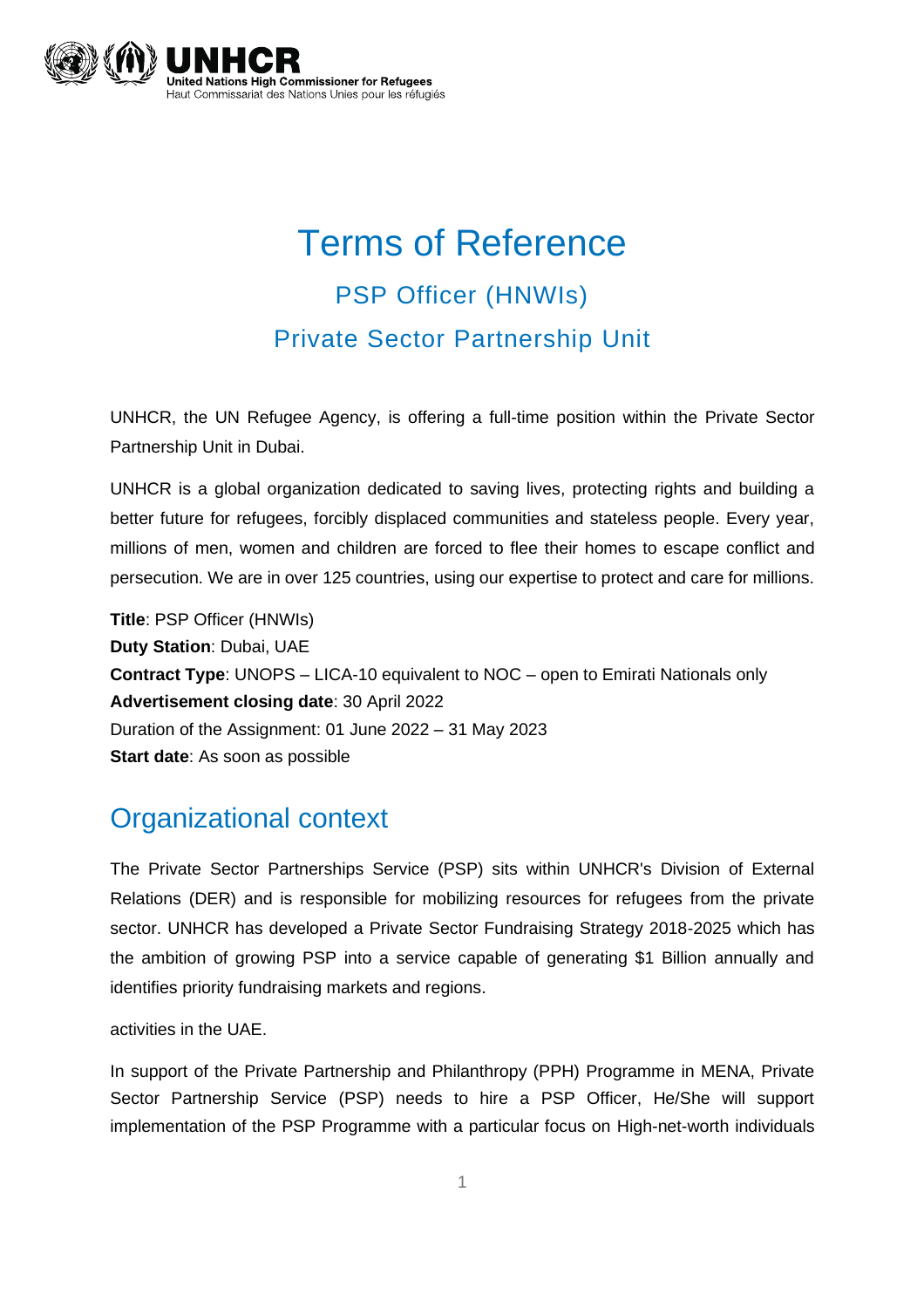# Terms of Reference

## PSP Officer (HNWIs)

## Private Sector Partnership Unit

UNHCR, the UN Refugee Agency, is offering a full-time position within the Private Sector Partnership Unit in Dubai.

UNHCR is a global organization dedicated to saving lives, protecting rights and building a better future for refugees, forcibly displaced communities and stateless people. Every year, millions of men, women and children are forced to flee their homes to escape conflict and persecution. We are in over 125 countries, using our expertise to protect and care for millions.

**Title**: PSP Officer (HNWIs)
**Duty Station**: Dubai, UAE
**Contract Type**: UNOPS – LICA-10 equivalent to NOC – open to Emirati Nationals only
**Advertisement closing date**: 30 April 2022
Duration of the Assignment: 01 June 2022 – 31 May 2023
**Start date**: As soon as possible

## Organizational context

The Private Sector Partnerships Service (PSP) sits within UNHCR's Division of External Relations (DER) and is responsible for mobilizing resources for refugees from the private sector. UNHCR has developed a Private Sector Fundraising Strategy 2018-2025 which has the ambition of growing PSP into a service capable of generating $1 Billion annually and identifies priority fundraising markets and regions.

activities in the UAE.

In support of the Private Partnership and Philanthropy (PPH) Programme in MENA, Private Sector Partnership Service (PSP) needs to hire a PSP Officer, He/She will support implementation of the PSP Programme with a particular focus on High-net-worth individuals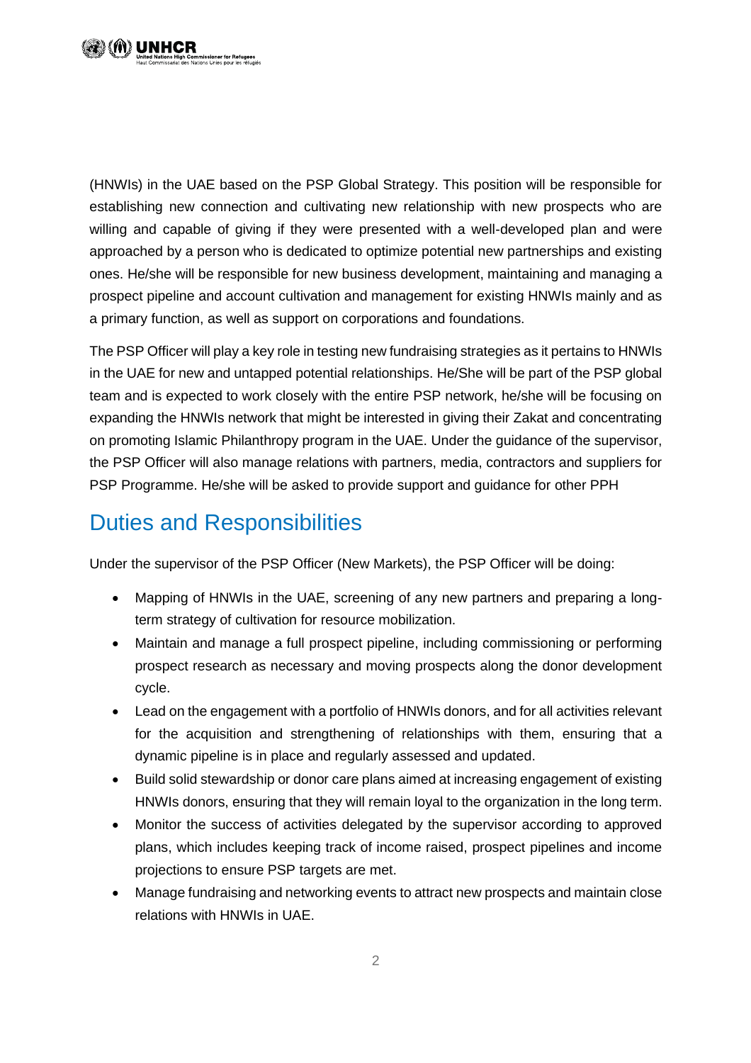(HNWIs) in the UAE based on the PSP Global Strategy. This position will be responsible for establishing new connection and cultivating new relationship with new prospects who are willing and capable of giving if they were presented with a well-developed plan and were approached by a person who is dedicated to optimize potential new partnerships and existing ones. He/she will be responsible for new business development, maintaining and managing a prospect pipeline and account cultivation and management for existing HNWIs mainly and as a primary function, as well as support on corporations and foundations.

The PSP Officer will play a key role in testing new fundraising strategies as it pertains to HNWIs in the UAE for new and untapped potential relationships. He/She will be part of the PSP global team and is expected to work closely with the entire PSP network, he/she will be focusing on expanding the HNWIs network that might be interested in giving their Zakat and concentrating on promoting Islamic Philanthropy program in the UAE. Under the guidance of the supervisor, the PSP Officer will also manage relations with partners, media, contractors and suppliers for PSP Programme. He/she will be asked to provide support and guidance for other PPH

## Duties and Responsibilities

Under the supervisor of the PSP Officer (New Markets), the PSP Officer will be doing:

- Mapping of HNWIs in the UAE, screening of any new partners and preparing a long-term strategy of cultivation for resource mobilization.
- Maintain and manage a full prospect pipeline, including commissioning or performing prospect research as necessary and moving prospects along the donor development cycle.
- Lead on the engagement with a portfolio of HNWIs donors, and for all activities relevant for the acquisition and strengthening of relationships with them, ensuring that a dynamic pipeline is in place and regularly assessed and updated.
- Build solid stewardship or donor care plans aimed at increasing engagement of existing HNWIs donors, ensuring that they will remain loyal to the organization in the long term.
- Monitor the success of activities delegated by the supervisor according to approved plans, which includes keeping track of income raised, prospect pipelines and income projections to ensure PSP targets are met.
- Manage fundraising and networking events to attract new prospects and maintain close relations with HNWIs in UAE.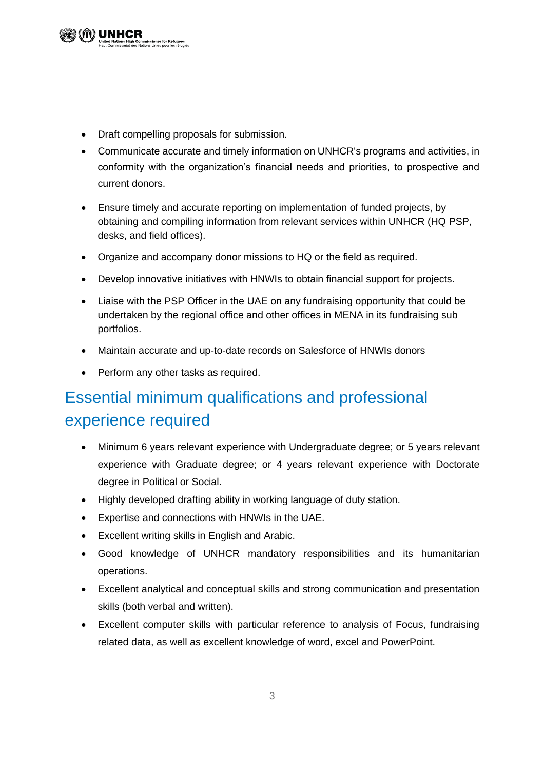- Draft compelling proposals for submission.
- Communicate accurate and timely information on UNHCR's programs and activities, in conformity with the organization's financial needs and priorities, to prospective and current donors.
- Ensure timely and accurate reporting on implementation of funded projects, by obtaining and compiling information from relevant services within UNHCR (HQ PSP, desks, and field offices).
- Organize and accompany donor missions to HQ or the field as required.
- Develop innovative initiatives with HNWIs to obtain financial support for projects.
- Liaise with the PSP Officer in the UAE on any fundraising opportunity that could be undertaken by the regional office and other offices in MENA in its fundraising sub portfolios.
- Maintain accurate and up-to-date records on Salesforce of HNWIs donors
- Perform any other tasks as required.

## Essential minimum qualifications and professional experience required

- Minimum 6 years relevant experience with Undergraduate degree; or 5 years relevant experience with Graduate degree; or 4 years relevant experience with Doctorate degree in Political or Social.
- Highly developed drafting ability in working language of duty station.
- Expertise and connections with HNWIs in the UAE.
- Excellent writing skills in English and Arabic.
- Good knowledge of UNHCR mandatory responsibilities and its humanitarian operations.
- Excellent analytical and conceptual skills and strong communication and presentation skills (both verbal and written).
- Excellent computer skills with particular reference to analysis of Focus, fundraising related data, as well as excellent knowledge of word, excel and PowerPoint.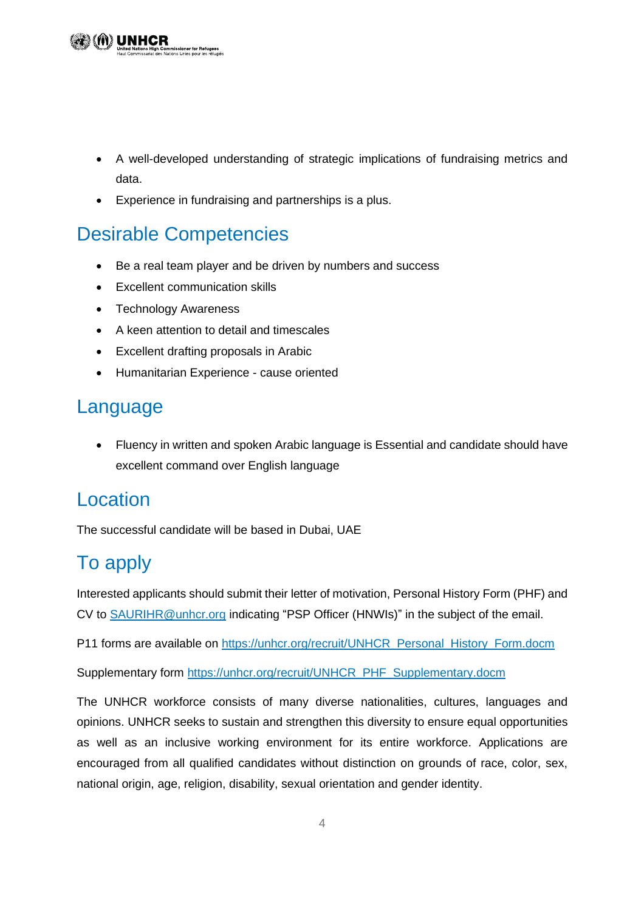- A well-developed understanding of strategic implications of fundraising metrics and data.
- Experience in fundraising and partnerships is a plus.

## Desirable Competencies

- Be a real team player and be driven by numbers and success
- Excellent communication skills
- Technology Awareness
- A keen attention to detail and timescales
- Excellent drafting proposals in Arabic
- Humanitarian Experience - cause oriented

## Language

- Fluency in written and spoken Arabic language is Essential and candidate should have excellent command over English language

## Location

The successful candidate will be based in Dubai, UAE

## To apply

Interested applicants should submit their letter of motivation, Personal History Form (PHF) and CV to SAURIHR@unhcr.org indicating "PSP Officer (HNWIs)" in the subject of the email.

P11 forms are available on https://unhcr.org/recruit/UNHCR_Personal_History_Form.docm

Supplementary form https://unhcr.org/recruit/UNHCR_PHF_Supplementary.docm

The UNHCR workforce consists of many diverse nationalities, cultures, languages and opinions. UNHCR seeks to sustain and strengthen this diversity to ensure equal opportunities as well as an inclusive working environment for its entire workforce. Applications are encouraged from all qualified candidates without distinction on grounds of race, color, sex, national origin, age, religion, disability, sexual orientation and gender identity.